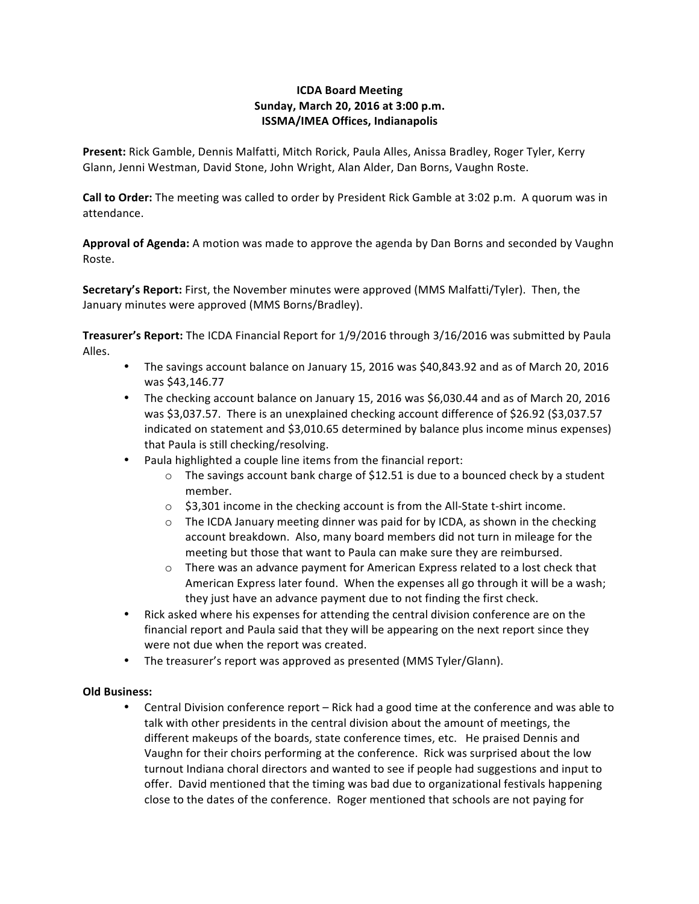**ICDA Board Meeting**
**Sunday, March 20, 2016 at 3:00 p.m.**
**ISSMA/IMEA Offices, Indianapolis**

**Present:** Rick Gamble, Dennis Malfatti, Mitch Rorick, Paula Alles, Anissa Bradley, Roger Tyler, Kerry Glann, Jenni Westman, David Stone, John Wright, Alan Alder, Dan Borns, Vaughn Roste.

**Call to Order:** The meeting was called to order by President Rick Gamble at 3:02 p.m. A quorum was in attendance.

**Approval of Agenda:** A motion was made to approve the agenda by Dan Borns and seconded by Vaughn Roste.

**Secretary's Report:** First, the November minutes were approved (MMS Malfatti/Tyler). Then, the January minutes were approved (MMS Borns/Bradley).

**Treasurer's Report:** The ICDA Financial Report for 1/9/2016 through 3/16/2016 was submitted by Paula Alles.

- The savings account balance on January 15, 2016 was $40,843.92 and as of March 20, 2016 was $43,146.77
- The checking account balance on January 15, 2016 was $6,030.44 and as of March 20, 2016 was $3,037.57. There is an unexplained checking account difference of $26.92 ($3,037.57 indicated on statement and $3,010.65 determined by balance plus income minus expenses) that Paula is still checking/resolving.
- Paula highlighted a couple line items from the financial report:
    - The savings account bank charge of $12.51 is due to a bounced check by a student member.
    - $3,301 income in the checking account is from the All-State t-shirt income.
    - The ICDA January meeting dinner was paid for by ICDA, as shown in the checking account breakdown. Also, many board members did not turn in mileage for the meeting but those that want to Paula can make sure they are reimbursed.
    - There was an advance payment for American Express related to a lost check that American Express later found. When the expenses all go through it will be a wash; they just have an advance payment due to not finding the first check.
- Rick asked where his expenses for attending the central division conference are on the financial report and Paula said that they will be appearing on the next report since they were not due when the report was created.
- The treasurer's report was approved as presented (MMS Tyler/Glann).

**Old Business:**

- Central Division conference report – Rick had a good time at the conference and was able to talk with other presidents in the central division about the amount of meetings, the different makeups of the boards, state conference times, etc. He praised Dennis and Vaughn for their choirs performing at the conference. Rick was surprised about the low turnout Indiana choral directors and wanted to see if people had suggestions and input to offer. David mentioned that the timing was bad due to organizational festivals happening close to the dates of the conference. Roger mentioned that schools are not paying for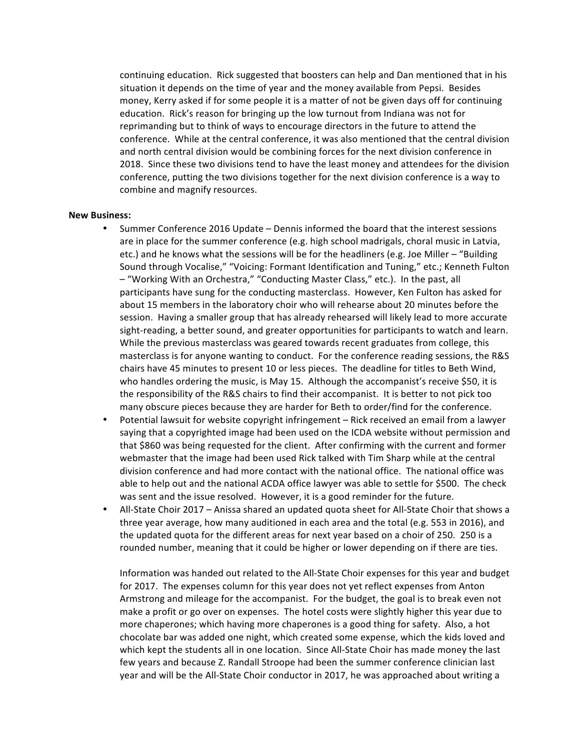continuing education. Rick suggested that boosters can help and Dan mentioned that in his situation it depends on the time of year and the money available from Pepsi. Besides money, Kerry asked if for some people it is a matter of not be given days off for continuing education. Rick's reason for bringing up the low turnout from Indiana was not for reprimanding but to think of ways to encourage directors in the future to attend the conference. While at the central conference, it was also mentioned that the central division and north central division would be combining forces for the next division conference in 2018. Since these two divisions tend to have the least money and attendees for the division conference, putting the two divisions together for the next division conference is a way to combine and magnify resources.

**New Business:**

- Summer Conference 2016 Update – Dennis informed the board that the interest sessions are in place for the summer conference (e.g. high school madrigals, choral music in Latvia, etc.) and he knows what the sessions will be for the headliners (e.g. Joe Miller – "Building Sound through Vocalise," "Voicing: Formant Identification and Tuning," etc.; Kenneth Fulton – "Working With an Orchestra," "Conducting Master Class," etc.). In the past, all participants have sung for the conducting masterclass. However, Ken Fulton has asked for about 15 members in the laboratory choir who will rehearse about 20 minutes before the session. Having a smaller group that has already rehearsed will likely lead to more accurate sight-reading, a better sound, and greater opportunities for participants to watch and learn. While the previous masterclass was geared towards recent graduates from college, this masterclass is for anyone wanting to conduct. For the conference reading sessions, the R&S chairs have 45 minutes to present 10 or less pieces. The deadline for titles to Beth Wind, who handles ordering the music, is May 15. Although the accompanist's receive $50, it is the responsibility of the R&S chairs to find their accompanist. It is better to not pick too many obscure pieces because they are harder for Beth to order/find for the conference.
- Potential lawsuit for website copyright infringement – Rick received an email from a lawyer saying that a copyrighted image had been used on the ICDA website without permission and that $860 was being requested for the client. After confirming with the current and former webmaster that the image had been used Rick talked with Tim Sharp while at the central division conference and had more contact with the national office. The national office was able to help out and the national ACDA office lawyer was able to settle for $500. The check was sent and the issue resolved. However, it is a good reminder for the future.
- All-State Choir 2017 – Anissa shared an updated quota sheet for All-State Choir that shows a three year average, how many auditioned in each area and the total (e.g. 553 in 2016), and the updated quota for the different areas for next year based on a choir of 250. 250 is a rounded number, meaning that it could be higher or lower depending on if there are ties.

  Information was handed out related to the All-State Choir expenses for this year and budget for 2017. The expenses column for this year does not yet reflect expenses from Anton Armstrong and mileage for the accompanist. For the budget, the goal is to break even not make a profit or go over on expenses. The hotel costs were slightly higher this year due to more chaperones; which having more chaperones is a good thing for safety. Also, a hot chocolate bar was added one night, which created some expense, which the kids loved and which kept the students all in one location. Since All-State Choir has made money the last few years and because Z. Randall Stroope had been the summer conference clinician last year and will be the All-State Choir conductor in 2017, he was approached about writing a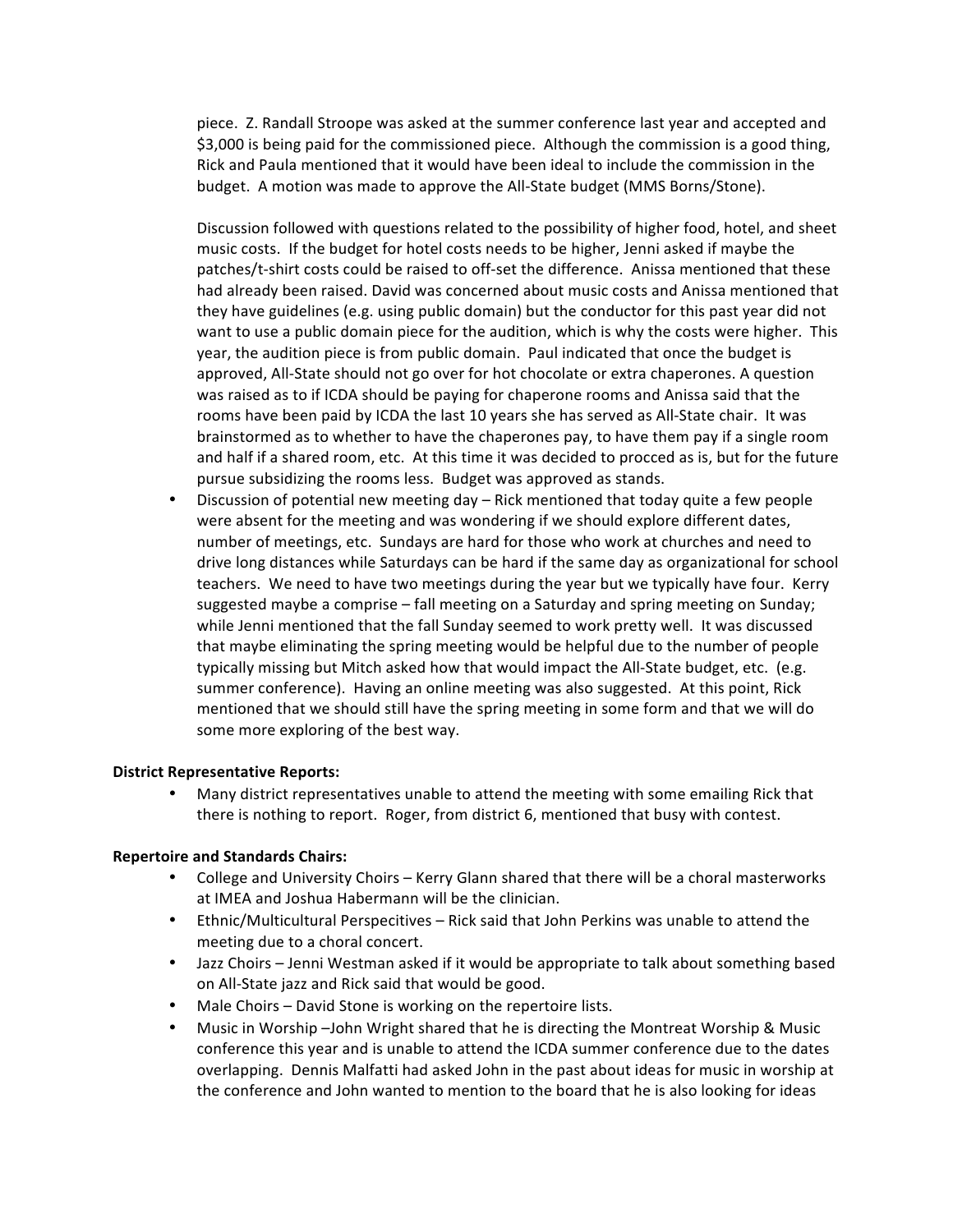piece. Z. Randall Stroope was asked at the summer conference last year and accepted and $3,000 is being paid for the commissioned piece. Although the commission is a good thing, Rick and Paula mentioned that it would have been ideal to include the commission in the budget. A motion was made to approve the All-State budget (MMS Borns/Stone).

Discussion followed with questions related to the possibility of higher food, hotel, and sheet music costs. If the budget for hotel costs needs to be higher, Jenni asked if maybe the patches/t-shirt costs could be raised to off-set the difference. Anissa mentioned that these had already been raised. David was concerned about music costs and Anissa mentioned that they have guidelines (e.g. using public domain) but the conductor for this past year did not want to use a public domain piece for the audition, which is why the costs were higher. This year, the audition piece is from public domain. Paul indicated that once the budget is approved, All-State should not go over for hot chocolate or extra chaperones. A question was raised as to if ICDA should be paying for chaperone rooms and Anissa said that the rooms have been paid by ICDA the last 10 years she has served as All-State chair. It was brainstormed as to whether to have the chaperones pay, to have them pay if a single room and half if a shared room, etc. At this time it was decided to procced as is, but for the future pursue subsidizing the rooms less. Budget was approved as stands.

- Discussion of potential new meeting day – Rick mentioned that today quite a few people were absent for the meeting and was wondering if we should explore different dates, number of meetings, etc. Sundays are hard for those who work at churches and need to drive long distances while Saturdays can be hard if the same day as organizational for school teachers. We need to have two meetings during the year but we typically have four. Kerry suggested maybe a comprise – fall meeting on a Saturday and spring meeting on Sunday; while Jenni mentioned that the fall Sunday seemed to work pretty well. It was discussed that maybe eliminating the spring meeting would be helpful due to the number of people typically missing but Mitch asked how that would impact the All-State budget, etc. (e.g. summer conference). Having an online meeting was also suggested. At this point, Rick mentioned that we should still have the spring meeting in some form and that we will do some more exploring of the best way.

**District Representative Reports:**

- Many district representatives unable to attend the meeting with some emailing Rick that there is nothing to report. Roger, from district 6, mentioned that busy with contest.

**Repertoire and Standards Chairs:**

- College and University Choirs – Kerry Glann shared that there will be a choral masterworks at IMEA and Joshua Habermann will be the clinician.
- Ethnic/Multicultural Perspecitives – Rick said that John Perkins was unable to attend the meeting due to a choral concert.
- Jazz Choirs – Jenni Westman asked if it would be appropriate to talk about something based on All-State jazz and Rick said that would be good.
- Male Choirs – David Stone is working on the repertoire lists.
- Music in Worship –John Wright shared that he is directing the Montreat Worship & Music conference this year and is unable to attend the ICDA summer conference due to the dates overlapping. Dennis Malfatti had asked John in the past about ideas for music in worship at the conference and John wanted to mention to the board that he is also looking for ideas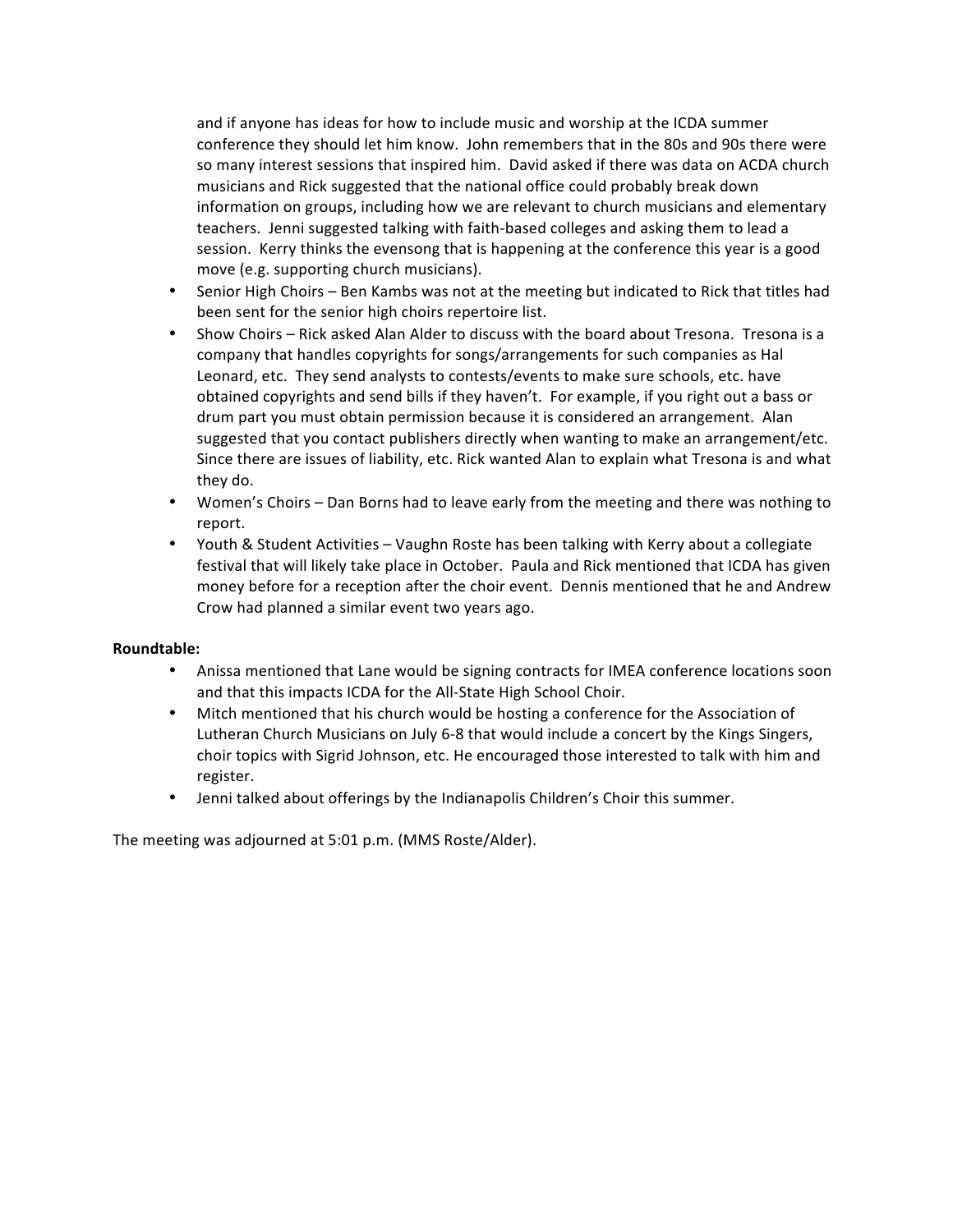and if anyone has ideas for how to include music and worship at the ICDA summer conference they should let him know. John remembers that in the 80s and 90s there were so many interest sessions that inspired him. David asked if there was data on ACDA church musicians and Rick suggested that the national office could probably break down information on groups, including how we are relevant to church musicians and elementary teachers. Jenni suggested talking with faith-based colleges and asking them to lead a session. Kerry thinks the evensong that is happening at the conference this year is a good move (e.g. supporting church musicians).

- Senior High Choirs – Ben Kambs was not at the meeting but indicated to Rick that titles had been sent for the senior high choirs repertoire list.
- Show Choirs – Rick asked Alan Alder to discuss with the board about Tresona. Tresona is a company that handles copyrights for songs/arrangements for such companies as Hal Leonard, etc. They send analysts to contests/events to make sure schools, etc. have obtained copyrights and send bills if they haven't. For example, if you right out a bass or drum part you must obtain permission because it is considered an arrangement. Alan suggested that you contact publishers directly when wanting to make an arrangement/etc. Since there are issues of liability, etc. Rick wanted Alan to explain what Tresona is and what they do.
- Women's Choirs – Dan Borns had to leave early from the meeting and there was nothing to report.
- Youth & Student Activities – Vaughn Roste has been talking with Kerry about a collegiate festival that will likely take place in October. Paula and Rick mentioned that ICDA has given money before for a reception after the choir event. Dennis mentioned that he and Andrew Crow had planned a similar event two years ago.

**Roundtable:**

- Anissa mentioned that Lane would be signing contracts for IMEA conference locations soon and that this impacts ICDA for the All-State High School Choir.
- Mitch mentioned that his church would be hosting a conference for the Association of Lutheran Church Musicians on July 6-8 that would include a concert by the Kings Singers, choir topics with Sigrid Johnson, etc. He encouraged those interested to talk with him and register.
- Jenni talked about offerings by the Indianapolis Children's Choir this summer.

The meeting was adjourned at 5:01 p.m. (MMS Roste/Alder).